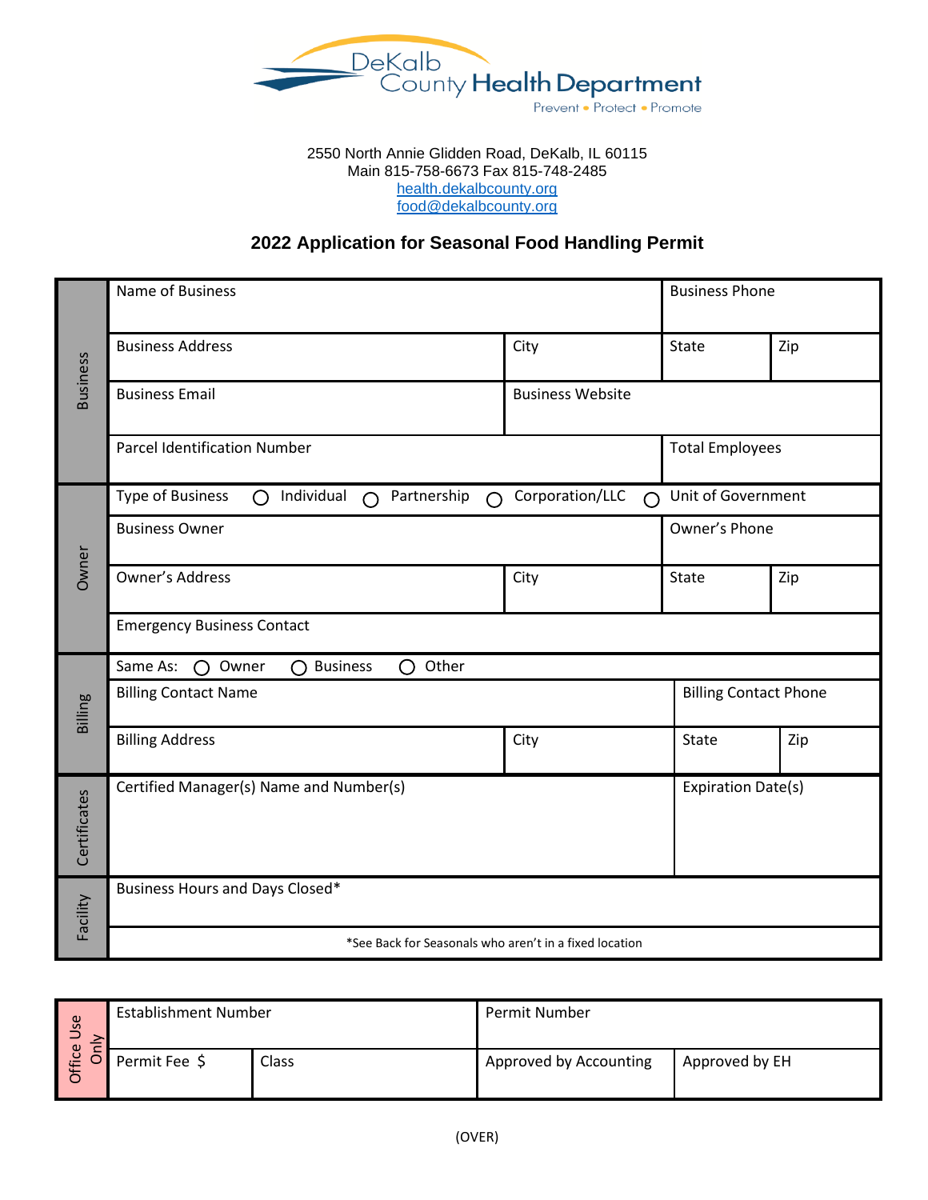DeKalb County Health Department

Prevent • Protect • Promote

2550 North Annie Glidden Road, DeKalb, IL 60115
Main 815-758-6673 Fax 815-748-2485
health.dekalbcounty.org
food@dekalbcounty.org

## 2022 Application for Seasonal Food Handling Permit

| Section | | | | |
|---|---|---|---|---|
| Business | Name of Business | | Business Phone | |
| | Business Address | City | State | Zip |
| | Business Email | Business Website | | |
| | Parcel Identification Number | | Total Employees | |
| Owner | Type of Business ○ Individual ○ Partnership ○ Corporation/LLC ○ Unit of Government | | | |
| | Business Owner | | Owner's Phone | |
| | Owner's Address | City | State | Zip |
| | Emergency Business Contact | | | |
| Billing | Same As: ○ Owner ○ Business ○ Other | | | |
| | Billing Contact Name | | Billing Contact Phone | |
| | Billing Address | City | State | Zip |
| Certificates | Certified Manager(s) Name and Number(s) | | Expiration Date(s) | |
| Facility | Business Hours and Days Closed* | | | |
| | *See Back for Seasonals who aren't in a fixed location | | | |

| Office Use Only | | | | |
|---|---|---|---|---|
| | Establishment Number | | Permit Number | |
| | Permit Fee $ | Class | Approved by Accounting | Approved by EH |

(OVER)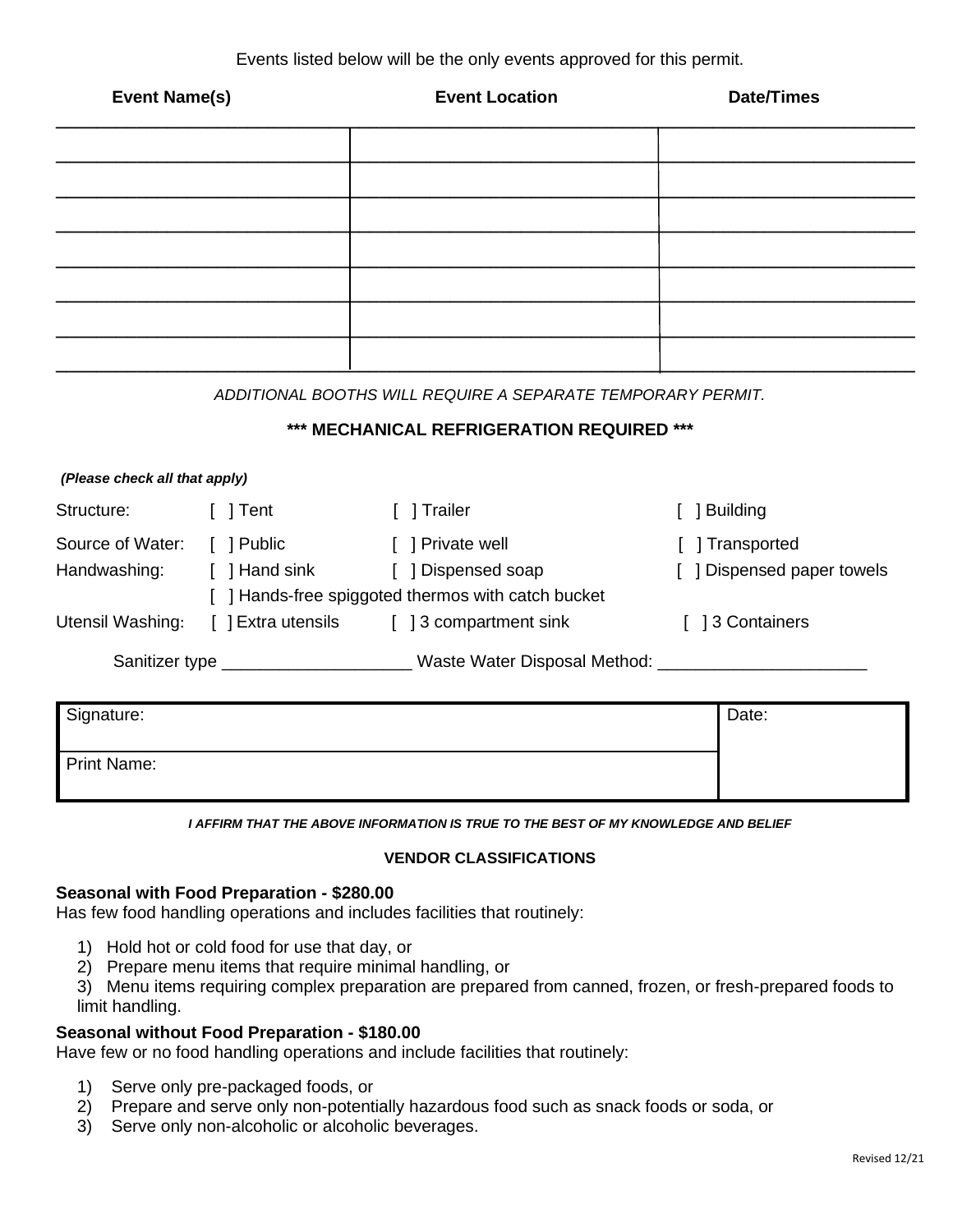Events listed below will be the only events approved for this permit.

| Event Name(s) | Event Location | Date/Times |
|---|---|---|
| | | |
| | | |
| | | |
| | | |
| | | |
| | | |
| | | |

*ADDITIONAL BOOTHS WILL REQUIRE A SEPARATE TEMPORARY PERMIT.*

**\*\*\* MECHANICAL REFRIGERATION REQUIRED \*\*\***

***(Please check all that apply)***

Structure: [ ] Tent [ ] Trailer [ ] Building

Source of Water: [ ] Public [ ] Private well [ ] Transported

Handwashing: [ ] Hand sink [ ] Dispensed soap [ ] Dispensed paper towels

[ ] Hands-free spiggoted thermos with catch bucket

Utensil Washing: [ ] Extra utensils [ ] 3 compartment sink [ ] 3 Containers

Sanitizer type ____________________ Waste Water Disposal Method: ______________________

| Signature: | Date: |
|---|---|
| Print Name: | |

***I AFFIRM THAT THE ABOVE INFORMATION IS TRUE TO THE BEST OF MY KNOWLEDGE AND BELIEF***

**VENDOR CLASSIFICATIONS**

**Seasonal with Food Preparation - $280.00**
Has few food handling operations and includes facilities that routinely:

1) Hold hot or cold food for use that day, or
2) Prepare menu items that require minimal handling, or
3) Menu items requiring complex preparation are prepared from canned, frozen, or fresh-prepared foods to limit handling.

**Seasonal without Food Preparation - $180.00**
Have few or no food handling operations and include facilities that routinely:

1) Serve only pre-packaged foods, or
2) Prepare and serve only non-potentially hazardous food such as snack foods or soda, or
3) Serve only non-alcoholic or alcoholic beverages.

Revised 12/21